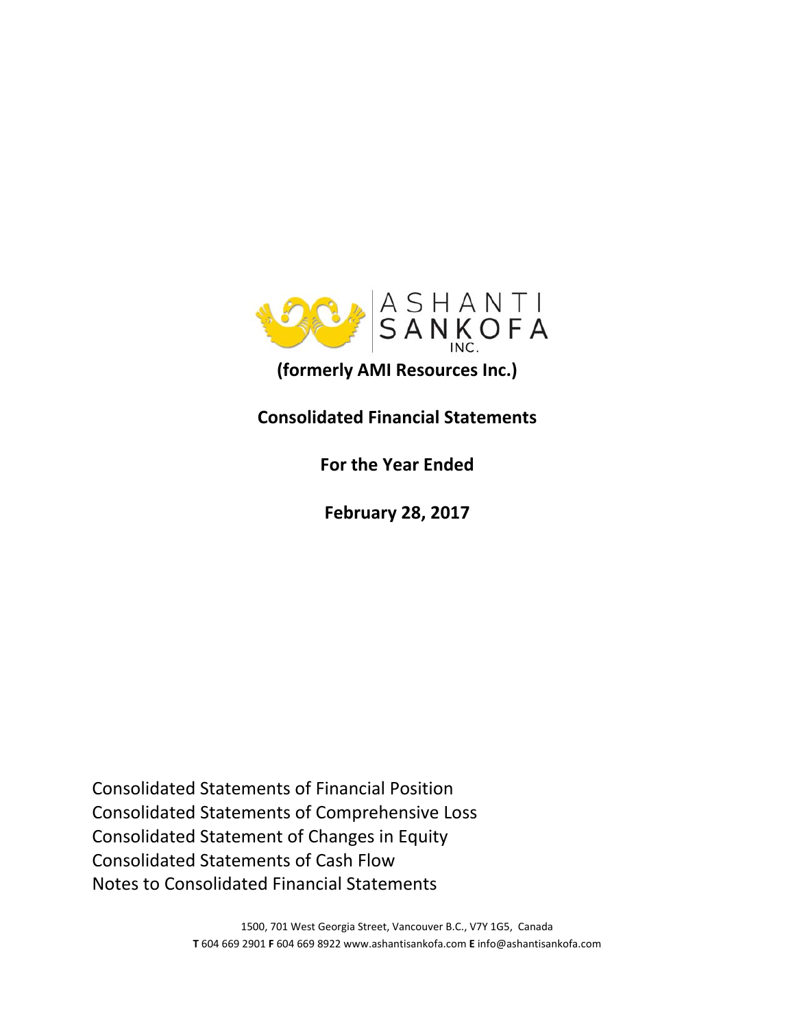ASHANTI SANKOFA INC.

**(formerly AMI Resources Inc.)**

**Consolidated Financial Statements**

**For the Year Ended**

**February 28, 2017**

Consolidated Statements of Financial Position
Consolidated Statements of Comprehensive Loss
Consolidated Statement of Changes in Equity
Consolidated Statements of Cash Flow
Notes to Consolidated Financial Statements

1500, 701 West Georgia Street, Vancouver B.C., V7Y 1G5, Canada
**T** 604 669 2901 **F** 604 669 8922 www.ashantisankofa.com **E** info@ashantisankofa.com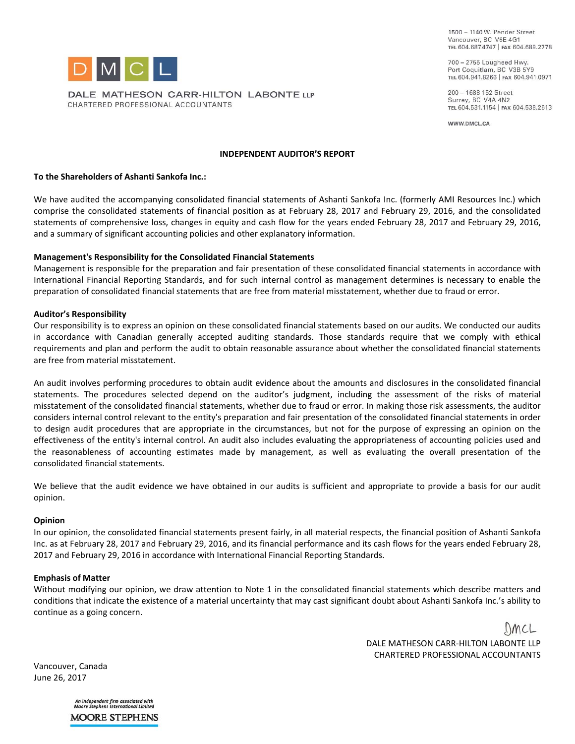DALE MATHESON CARR-HILTON LABONTE LLP
CHARTERED PROFESSIONAL ACCOUNTANTS

1500 – 1140 W. Pender Street
Vancouver, BC V6E 4G1
TEL 604.687.4747 | FAX 604.689.2778

700 – 2755 Lougheed Hwy.
Port Coquitlam, BC V3B 5Y9
TEL 604.941.8266 | FAX 604.941.0971

200 – 1688 152 Street
Surrey, BC V4A 4N2
TEL 604.531.1154 | FAX 604.538.2613

WWW.DMCL.CA

## INDEPENDENT AUDITOR'S REPORT

**To the Shareholders of Ashanti Sankofa Inc.:**

We have audited the accompanying consolidated financial statements of Ashanti Sankofa Inc. (formerly AMI Resources Inc.) which comprise the consolidated statements of financial position as at February 28, 2017 and February 29, 2016, and the consolidated statements of comprehensive loss, changes in equity and cash flow for the years ended February 28, 2017 and February 29, 2016, and a summary of significant accounting policies and other explanatory information.

**Management's Responsibility for the Consolidated Financial Statements**

Management is responsible for the preparation and fair presentation of these consolidated financial statements in accordance with International Financial Reporting Standards, and for such internal control as management determines is necessary to enable the preparation of consolidated financial statements that are free from material misstatement, whether due to fraud or error.

**Auditor's Responsibility**

Our responsibility is to express an opinion on these consolidated financial statements based on our audits. We conducted our audits in accordance with Canadian generally accepted auditing standards. Those standards require that we comply with ethical requirements and plan and perform the audit to obtain reasonable assurance about whether the consolidated financial statements are free from material misstatement.

An audit involves performing procedures to obtain audit evidence about the amounts and disclosures in the consolidated financial statements. The procedures selected depend on the auditor's judgment, including the assessment of the risks of material misstatement of the consolidated financial statements, whether due to fraud or error. In making those risk assessments, the auditor considers internal control relevant to the entity's preparation and fair presentation of the consolidated financial statements in order to design audit procedures that are appropriate in the circumstances, but not for the purpose of expressing an opinion on the effectiveness of the entity's internal control. An audit also includes evaluating the appropriateness of accounting policies used and the reasonableness of accounting estimates made by management, as well as evaluating the overall presentation of the consolidated financial statements.

We believe that the audit evidence we have obtained in our audits is sufficient and appropriate to provide a basis for our audit opinion.

**Opinion**

In our opinion, the consolidated financial statements present fairly, in all material respects, the financial position of Ashanti Sankofa Inc. as at February 28, 2017 and February 29, 2016, and its financial performance and its cash flows for the years ended February 28, 2017 and February 29, 2016 in accordance with International Financial Reporting Standards.

**Emphasis of Matter**

Without modifying our opinion, we draw attention to Note 1 in the consolidated financial statements which describe matters and conditions that indicate the existence of a material uncertainty that may cast significant doubt about Ashanti Sankofa Inc.'s ability to continue as a going concern.

DMCL

DALE MATHESON CARR-HILTON LABONTE LLP
CHARTERED PROFESSIONAL ACCOUNTANTS

Vancouver, Canada
June 26, 2017

*An independent firm associated with Moore Stephens International Limited*
MOORE STEPHENS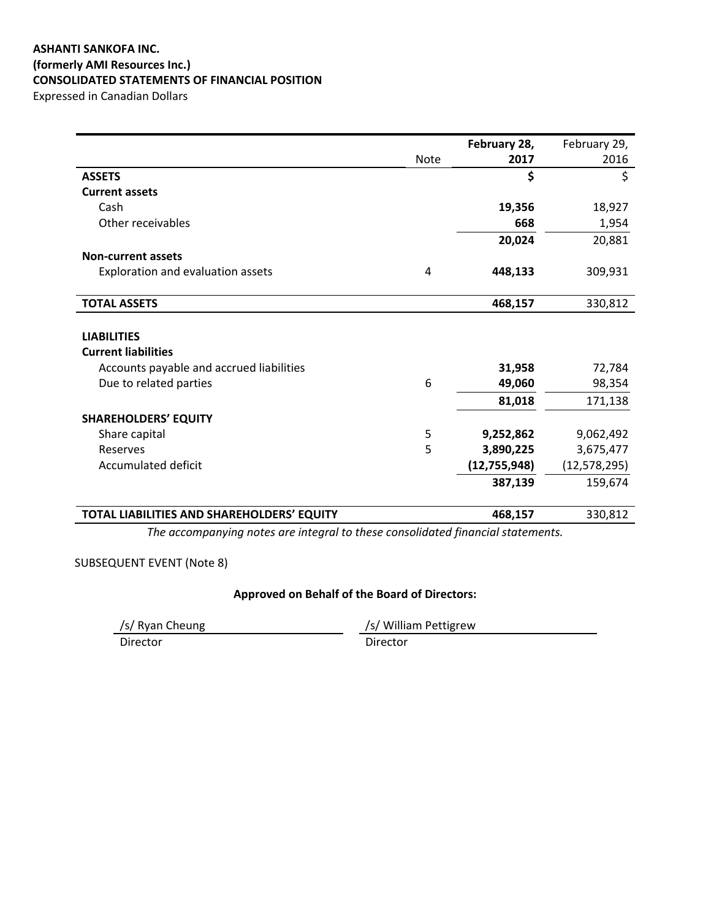**ASHANTI SANKOFA INC.**
**(formerly AMI Resources Inc.)**
**CONSOLIDATED STATEMENTS OF FINANCIAL POSITION**
Expressed in Canadian Dollars

| | Note | February 28, 2017 | February 29, 2016 |
|---|---|---|---|
| **ASSETS** | | **$** | $ |
| **Current assets** | | | |
| Cash | | **19,356** | 18,927 |
| Other receivables | | **668** | 1,954 |
| | | **20,024** | 20,881 |
| **Non-current assets** | | | |
| Exploration and evaluation assets | 4 | **448,133** | 309,931 |
| **TOTAL ASSETS** | | **468,157** | 330,812 |
| | | | |
| **LIABILITIES** | | | |
| **Current liabilities** | | | |
| Accounts payable and accrued liabilities | | **31,958** | 72,784 |
| Due to related parties | 6 | **49,060** | 98,354 |
| | | **81,018** | 171,138 |
| **SHAREHOLDERS' EQUITY** | | | |
| Share capital | 5 | **9,252,862** | 9,062,492 |
| Reserves | 5 | **3,890,225** | 3,675,477 |
| Accumulated deficit | | **(12,755,948)** | (12,578,295) |
| | | **387,139** | 159,674 |
| **TOTAL LIABILITIES AND SHAREHOLDERS' EQUITY** | | **468,157** | 330,812 |

*The accompanying notes are integral to these consolidated financial statements.*

SUBSEQUENT EVENT (Note 8)

**Approved on Behalf of the Board of Directors:**

| /s/ Ryan Cheung | /s/ William Pettigrew |
|---|---|
| Director | Director |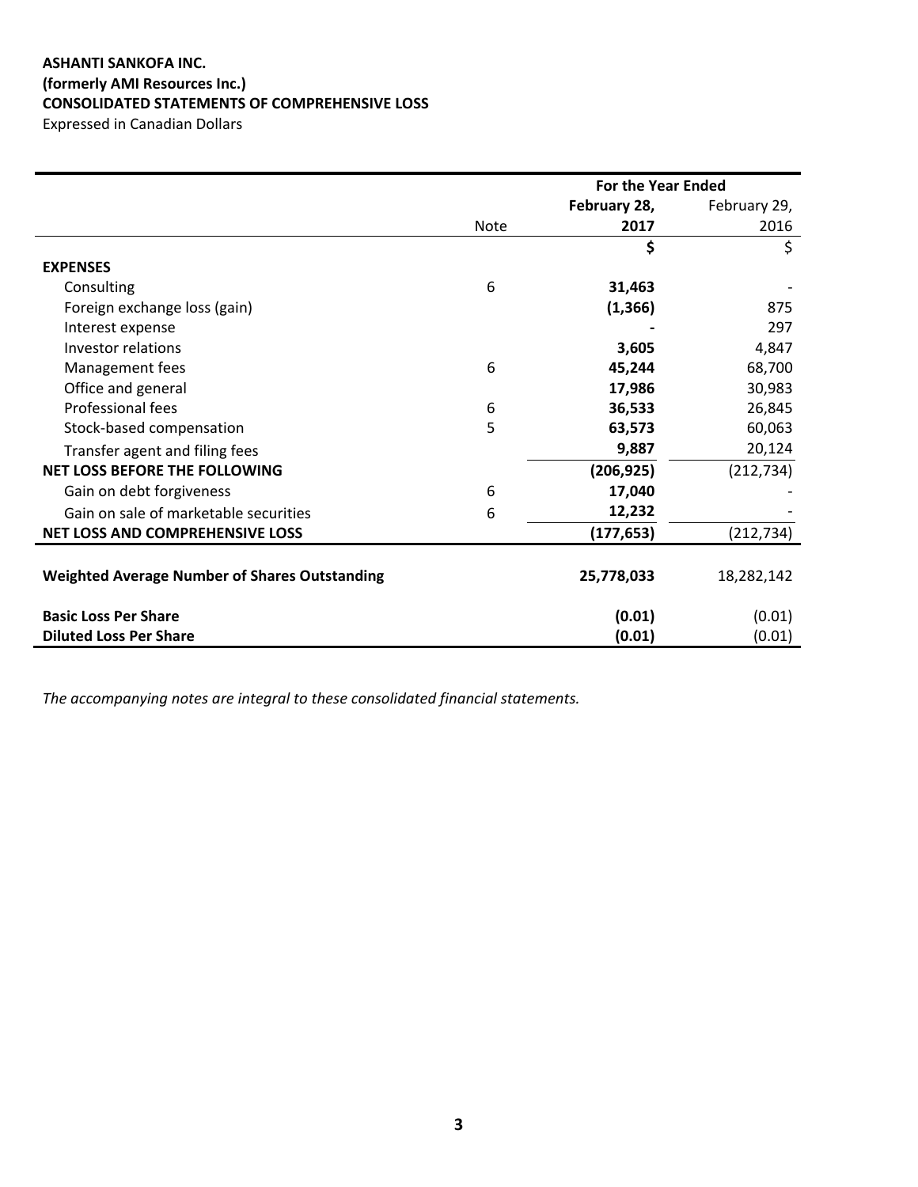**ASHANTI SANKOFA INC.**
**(formerly AMI Resources Inc.)**
**CONSOLIDATED STATEMENTS OF COMPREHENSIVE LOSS**
Expressed in Canadian Dollars

| | | For the Year Ended | |
|---|---|---|---|
| | Note | **February 28, 2017** | February 29, 2016 |
| | | **$** | $ |
| **EXPENSES** | | | |
| Consulting | 6 | **31,463** | - |
| Foreign exchange loss (gain) | | **(1,366)** | 875 |
| Interest expense | | **-** | 297 |
| Investor relations | | **3,605** | 4,847 |
| Management fees | 6 | **45,244** | 68,700 |
| Office and general | | **17,986** | 30,983 |
| Professional fees | 6 | **36,533** | 26,845 |
| Stock-based compensation | 5 | **63,573** | 60,063 |
| Transfer agent and filing fees | | **9,887** | 20,124 |
| **NET LOSS BEFORE THE FOLLOWING** | | **(206,925)** | (212,734) |
| Gain on debt forgiveness | 6 | **17,040** | - |
| Gain on sale of marketable securities | 6 | **12,232** | - |
| **NET LOSS AND COMPREHENSIVE LOSS** | | **(177,653)** | (212,734) |
| **Weighted Average Number of Shares Outstanding** | | **25,778,033** | 18,282,142 |
| **Basic Loss Per Share** | | **(0.01)** | (0.01) |
| **Diluted Loss Per Share** | | **(0.01)** | (0.01) |

*The accompanying notes are integral to these consolidated financial statements.*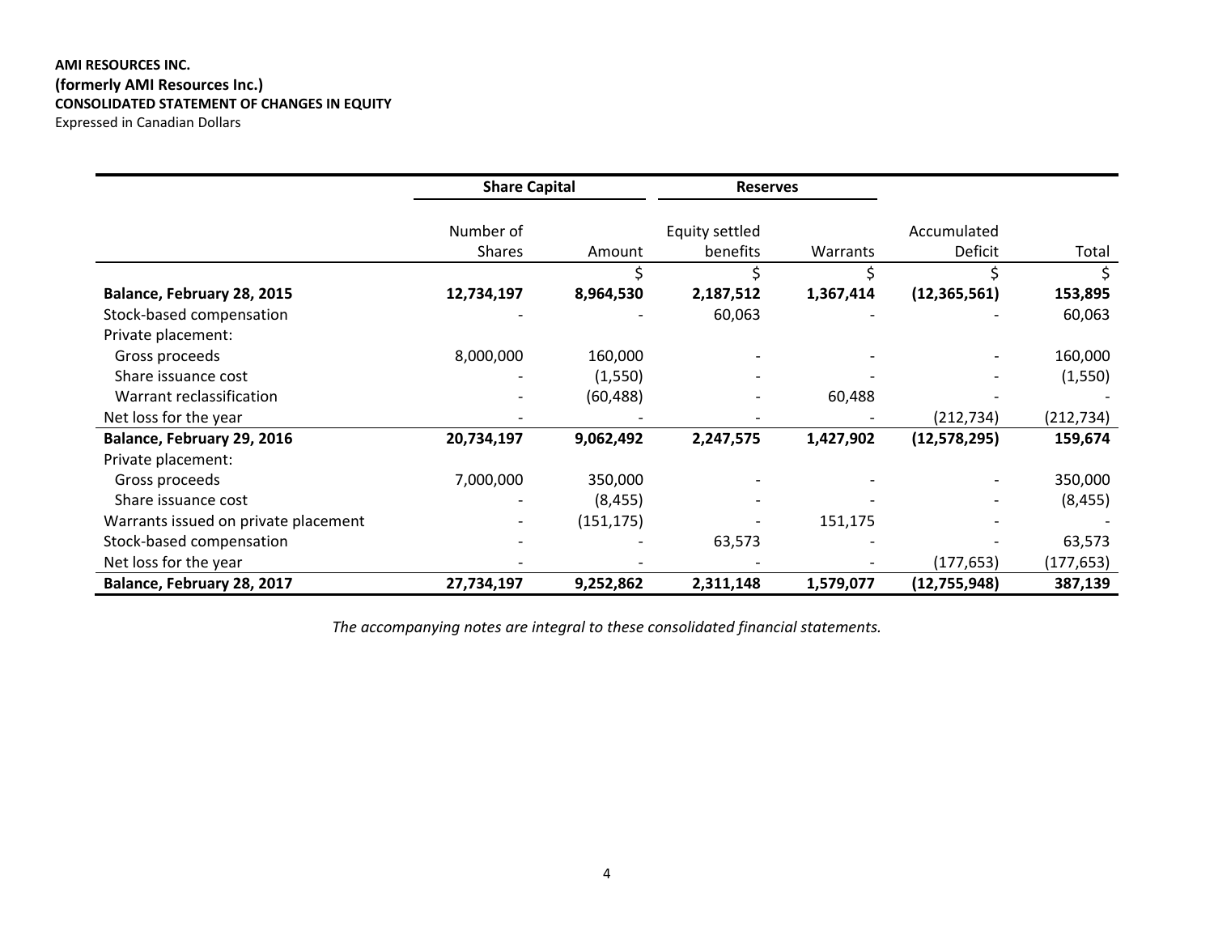**AMI RESOURCES INC.**
**(formerly AMI Resources Inc.)**
**CONSOLIDATED STATEMENT OF CHANGES IN EQUITY**
Expressed in Canadian Dollars

| | Share Capital | | Reserves | | | |
|---|---|---|---|---|---|---|
| | Number of Shares | Amount | Equity settled benefits | Warrants | Accumulated Deficit | Total |
| | | $ | $ | $ | $ | $ |
| **Balance, February 28, 2015** | **12,734,197** | **8,964,530** | **2,187,512** | **1,367,414** | **(12,365,561)** | **153,895** |
| Stock-based compensation | - | - | 60,063 | - | - | 60,063 |
| Private placement: | | | | | | |
| Gross proceeds | 8,000,000 | 160,000 | - | - | - | 160,000 |
| Share issuance cost | - | (1,550) | - | - | - | (1,550) |
| Warrant reclassification | - | (60,488) | - | 60,488 | - | - |
| Net loss for the year | - | - | - | - | (212,734) | (212,734) |
| **Balance, February 29, 2016** | **20,734,197** | **9,062,492** | **2,247,575** | **1,427,902** | **(12,578,295)** | **159,674** |
| Private placement: | | | | | | |
| Gross proceeds | 7,000,000 | 350,000 | - | - | - | 350,000 |
| Share issuance cost | - | (8,455) | - | - | - | (8,455) |
| Warrants issued on private placement | - | (151,175) | - | 151,175 | - | - |
| Stock-based compensation | - | - | 63,573 | - | - | 63,573 |
| Net loss for the year | - | - | - | - | (177,653) | (177,653) |
| **Balance, February 28, 2017** | **27,734,197** | **9,252,862** | **2,311,148** | **1,579,077** | **(12,755,948)** | **387,139** |

*The accompanying notes are integral to these consolidated financial statements.*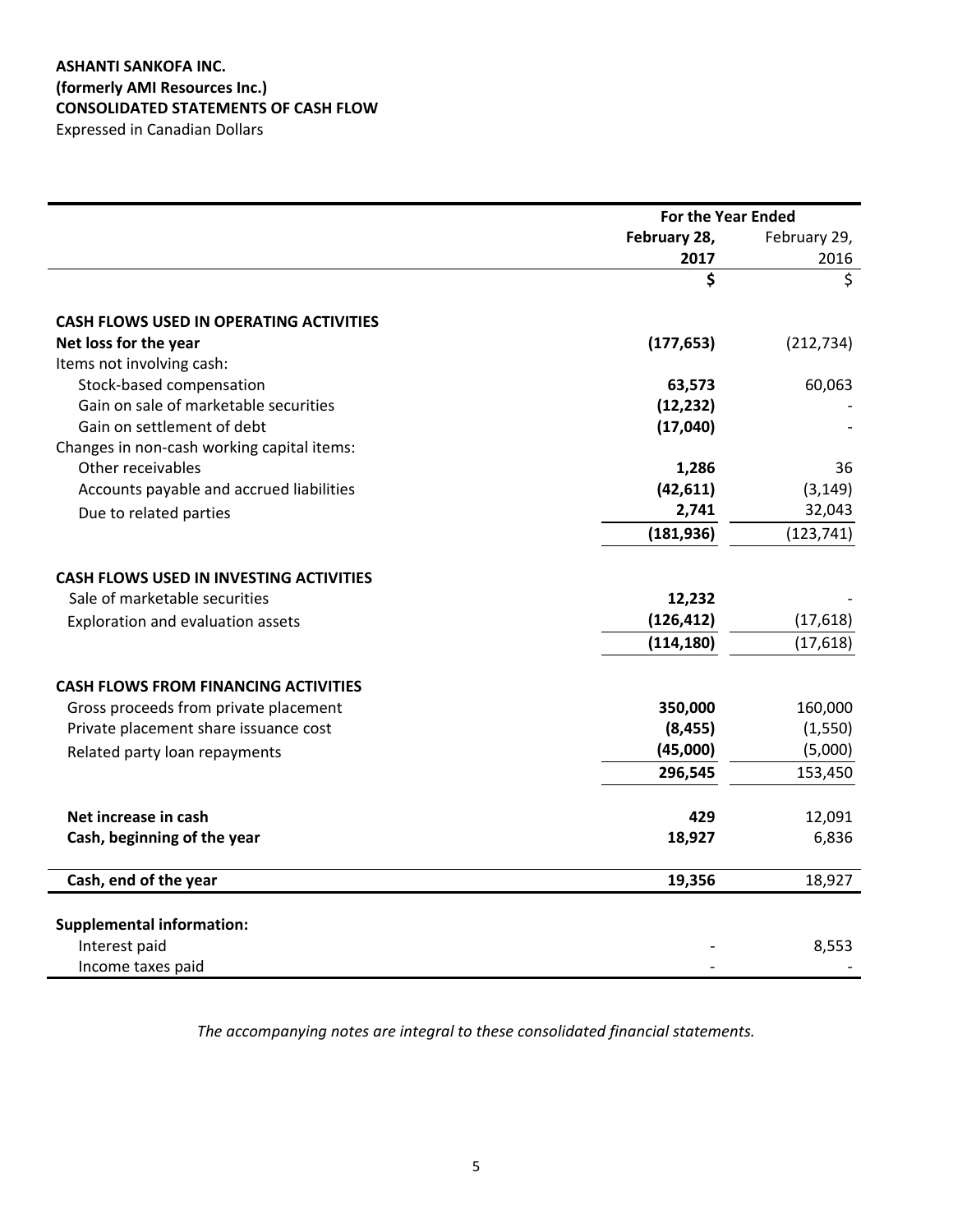**ASHANTI SANKOFA INC.**
**(formerly AMI Resources Inc.)**
**CONSOLIDATED STATEMENTS OF CASH FLOW**
Expressed in Canadian Dollars

| | For the Year Ended | |
|---|---|---|
| | **February 28, 2017** | February 29, 2016 |
| | **$** | $ |
| **CASH FLOWS USED IN OPERATING ACTIVITIES** | | |
| **Net loss for the year** | **(177,653)** | (212,734) |
| Items not involving cash: | | |
| Stock-based compensation | **63,573** | 60,063 |
| Gain on sale of marketable securities | **(12,232)** | - |
| Gain on settlement of debt | **(17,040)** | - |
| Changes in non-cash working capital items: | | |
| Other receivables | **1,286** | 36 |
| Accounts payable and accrued liabilities | **(42,611)** | (3,149) |
| Due to related parties | **2,741** | 32,043 |
| | **(181,936)** | (123,741) |
| **CASH FLOWS USED IN INVESTING ACTIVITIES** | | |
| Sale of marketable securities | **12,232** | - |
| Exploration and evaluation assets | **(126,412)** | (17,618) |
| | **(114,180)** | (17,618) |
| **CASH FLOWS FROM FINANCING ACTIVITIES** | | |
| Gross proceeds from private placement | **350,000** | 160,000 |
| Private placement share issuance cost | **(8,455)** | (1,550) |
| Related party loan repayments | **(45,000)** | (5,000) |
| | **296,545** | 153,450 |
| **Net increase in cash** | **429** | 12,091 |
| **Cash, beginning of the year** | **18,927** | 6,836 |
| **Cash, end of the year** | **19,356** | 18,927 |
| **Supplemental information:** | | |
| Interest paid | - | 8,553 |
| Income taxes paid | - | - |

*The accompanying notes are integral to these consolidated financial statements.*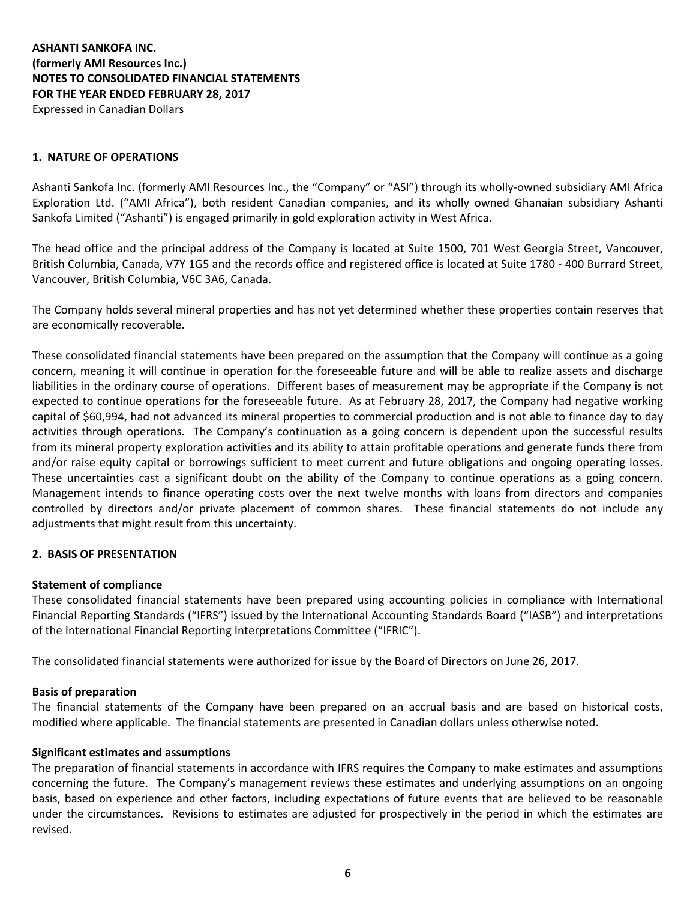## 1. NATURE OF OPERATIONS

Ashanti Sankofa Inc. (formerly AMI Resources Inc., the "Company" or "ASI") through its wholly-owned subsidiary AMI Africa Exploration Ltd. ("AMI Africa"), both resident Canadian companies, and its wholly owned Ghanaian subsidiary Ashanti Sankofa Limited ("Ashanti") is engaged primarily in gold exploration activity in West Africa.

The head office and the principal address of the Company is located at Suite 1500, 701 West Georgia Street, Vancouver, British Columbia, Canada, V7Y 1G5 and the records office and registered office is located at Suite 1780 - 400 Burrard Street, Vancouver, British Columbia, V6C 3A6, Canada.

The Company holds several mineral properties and has not yet determined whether these properties contain reserves that are economically recoverable.

These consolidated financial statements have been prepared on the assumption that the Company will continue as a going concern, meaning it will continue in operation for the foreseeable future and will be able to realize assets and discharge liabilities in the ordinary course of operations. Different bases of measurement may be appropriate if the Company is not expected to continue operations for the foreseeable future. As at February 28, 2017, the Company had negative working capital of $60,994, had not advanced its mineral properties to commercial production and is not able to finance day to day activities through operations. The Company's continuation as a going concern is dependent upon the successful results from its mineral property exploration activities and its ability to attain profitable operations and generate funds there from and/or raise equity capital or borrowings sufficient to meet current and future obligations and ongoing operating losses. These uncertainties cast a significant doubt on the ability of the Company to continue operations as a going concern. Management intends to finance operating costs over the next twelve months with loans from directors and companies controlled by directors and/or private placement of common shares. These financial statements do not include any adjustments that might result from this uncertainty.

## 2. BASIS OF PRESENTATION

**Statement of compliance**

These consolidated financial statements have been prepared using accounting policies in compliance with International Financial Reporting Standards ("IFRS") issued by the International Accounting Standards Board ("IASB") and interpretations of the International Financial Reporting Interpretations Committee ("IFRIC").

The consolidated financial statements were authorized for issue by the Board of Directors on June 26, 2017.

**Basis of preparation**

The financial statements of the Company have been prepared on an accrual basis and are based on historical costs, modified where applicable. The financial statements are presented in Canadian dollars unless otherwise noted.

**Significant estimates and assumptions**

The preparation of financial statements in accordance with IFRS requires the Company to make estimates and assumptions concerning the future. The Company's management reviews these estimates and underlying assumptions on an ongoing basis, based on experience and other factors, including expectations of future events that are believed to be reasonable under the circumstances. Revisions to estimates are adjusted for prospectively in the period in which the estimates are revised.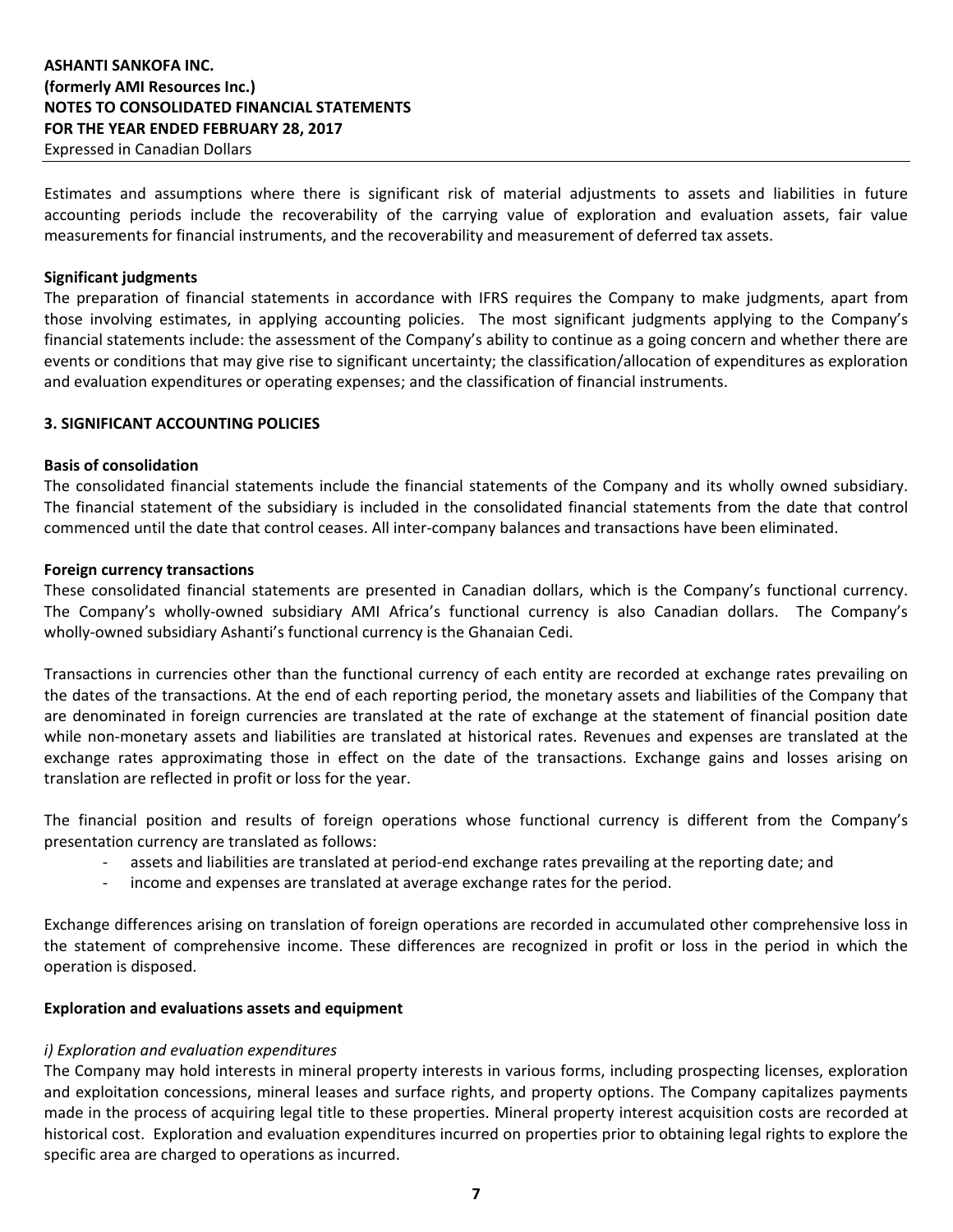Estimates and assumptions where there is significant risk of material adjustments to assets and liabilities in future accounting periods include the recoverability of the carrying value of exploration and evaluation assets, fair value measurements for financial instruments, and the recoverability and measurement of deferred tax assets.

**Significant judgments**

The preparation of financial statements in accordance with IFRS requires the Company to make judgments, apart from those involving estimates, in applying accounting policies. The most significant judgments applying to the Company's financial statements include: the assessment of the Company's ability to continue as a going concern and whether there are events or conditions that may give rise to significant uncertainty; the classification/allocation of expenditures as exploration and evaluation expenditures or operating expenses; and the classification of financial instruments.

## 3. SIGNIFICANT ACCOUNTING POLICIES

**Basis of consolidation**

The consolidated financial statements include the financial statements of the Company and its wholly owned subsidiary. The financial statement of the subsidiary is included in the consolidated financial statements from the date that control commenced until the date that control ceases. All inter-company balances and transactions have been eliminated.

**Foreign currency transactions**

These consolidated financial statements are presented in Canadian dollars, which is the Company's functional currency. The Company's wholly-owned subsidiary AMI Africa's functional currency is also Canadian dollars. The Company's wholly-owned subsidiary Ashanti's functional currency is the Ghanaian Cedi.

Transactions in currencies other than the functional currency of each entity are recorded at exchange rates prevailing on the dates of the transactions. At the end of each reporting period, the monetary assets and liabilities of the Company that are denominated in foreign currencies are translated at the rate of exchange at the statement of financial position date while non-monetary assets and liabilities are translated at historical rates. Revenues and expenses are translated at the exchange rates approximating those in effect on the date of the transactions. Exchange gains and losses arising on translation are reflected in profit or loss for the year.

The financial position and results of foreign operations whose functional currency is different from the Company's presentation currency are translated as follows:

- assets and liabilities are translated at period-end exchange rates prevailing at the reporting date; and
- income and expenses are translated at average exchange rates for the period.

Exchange differences arising on translation of foreign operations are recorded in accumulated other comprehensive loss in the statement of comprehensive income. These differences are recognized in profit or loss in the period in which the operation is disposed.

**Exploration and evaluations assets and equipment**

*i) Exploration and evaluation expenditures*

The Company may hold interests in mineral property interests in various forms, including prospecting licenses, exploration and exploitation concessions, mineral leases and surface rights, and property options. The Company capitalizes payments made in the process of acquiring legal title to these properties. Mineral property interest acquisition costs are recorded at historical cost. Exploration and evaluation expenditures incurred on properties prior to obtaining legal rights to explore the specific area are charged to operations as incurred.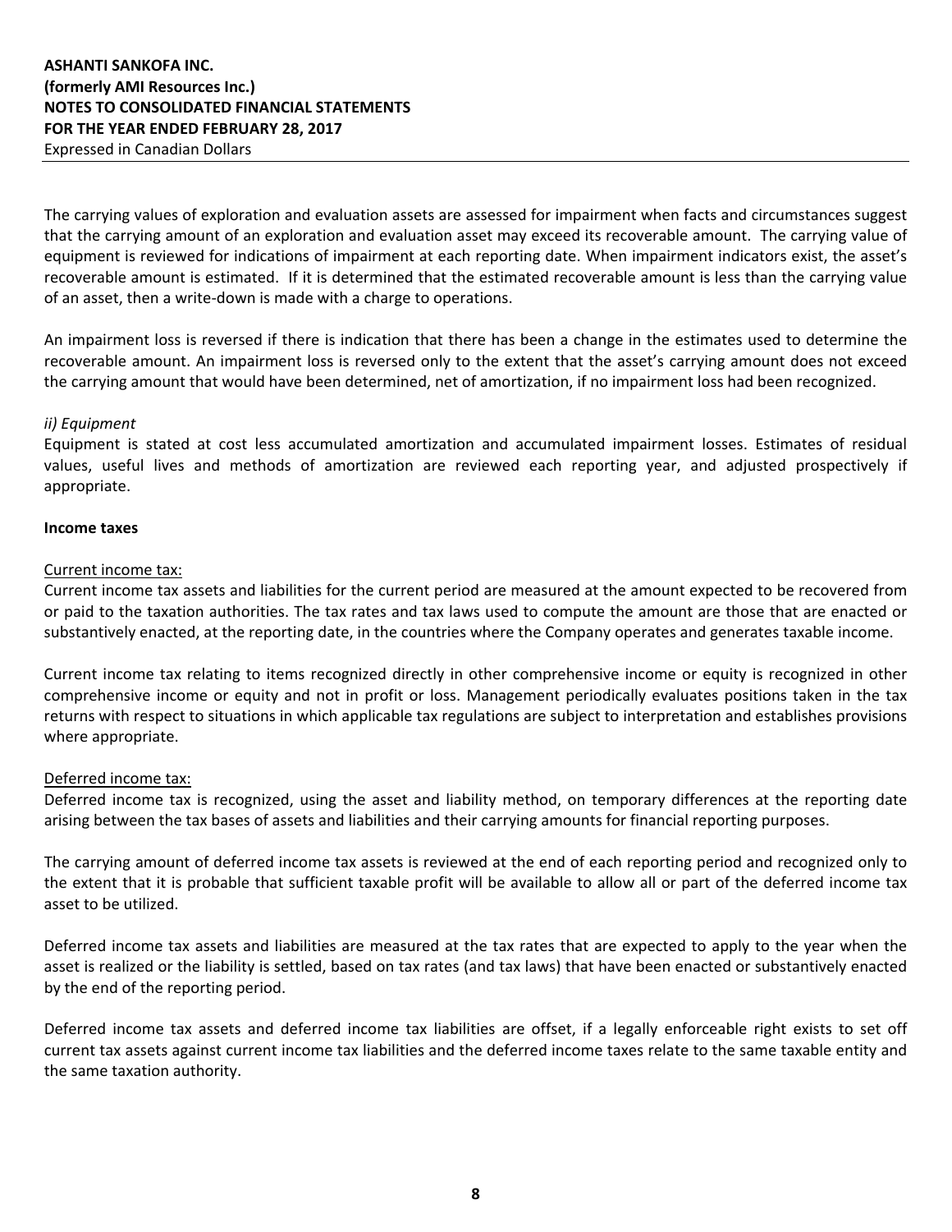The carrying values of exploration and evaluation assets are assessed for impairment when facts and circumstances suggest that the carrying amount of an exploration and evaluation asset may exceed its recoverable amount. The carrying value of equipment is reviewed for indications of impairment at each reporting date. When impairment indicators exist, the asset's recoverable amount is estimated. If it is determined that the estimated recoverable amount is less than the carrying value of an asset, then a write-down is made with a charge to operations.

An impairment loss is reversed if there is indication that there has been a change in the estimates used to determine the recoverable amount. An impairment loss is reversed only to the extent that the asset's carrying amount does not exceed the carrying amount that would have been determined, net of amortization, if no impairment loss had been recognized.

*ii) Equipment*

Equipment is stated at cost less accumulated amortization and accumulated impairment losses. Estimates of residual values, useful lives and methods of amortization are reviewed each reporting year, and adjusted prospectively if appropriate.

**Income taxes**

Current income tax:

Current income tax assets and liabilities for the current period are measured at the amount expected to be recovered from or paid to the taxation authorities. The tax rates and tax laws used to compute the amount are those that are enacted or substantively enacted, at the reporting date, in the countries where the Company operates and generates taxable income.

Current income tax relating to items recognized directly in other comprehensive income or equity is recognized in other comprehensive income or equity and not in profit or loss. Management periodically evaluates positions taken in the tax returns with respect to situations in which applicable tax regulations are subject to interpretation and establishes provisions where appropriate.

Deferred income tax:

Deferred income tax is recognized, using the asset and liability method, on temporary differences at the reporting date arising between the tax bases of assets and liabilities and their carrying amounts for financial reporting purposes.

The carrying amount of deferred income tax assets is reviewed at the end of each reporting period and recognized only to the extent that it is probable that sufficient taxable profit will be available to allow all or part of the deferred income tax asset to be utilized.

Deferred income tax assets and liabilities are measured at the tax rates that are expected to apply to the year when the asset is realized or the liability is settled, based on tax rates (and tax laws) that have been enacted or substantively enacted by the end of the reporting period.

Deferred income tax assets and deferred income tax liabilities are offset, if a legally enforceable right exists to set off current tax assets against current income tax liabilities and the deferred income taxes relate to the same taxable entity and the same taxation authority.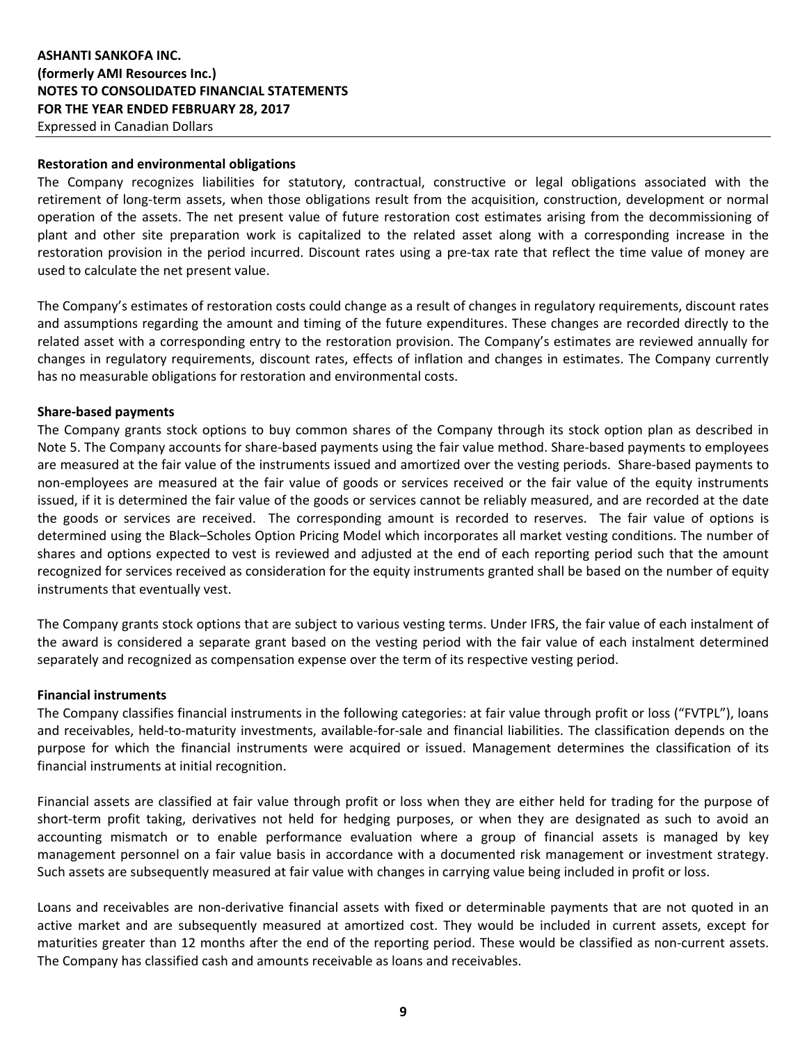**Restoration and environmental obligations**

The Company recognizes liabilities for statutory, contractual, constructive or legal obligations associated with the retirement of long-term assets, when those obligations result from the acquisition, construction, development or normal operation of the assets. The net present value of future restoration cost estimates arising from the decommissioning of plant and other site preparation work is capitalized to the related asset along with a corresponding increase in the restoration provision in the period incurred. Discount rates using a pre-tax rate that reflect the time value of money are used to calculate the net present value.

The Company's estimates of restoration costs could change as a result of changes in regulatory requirements, discount rates and assumptions regarding the amount and timing of the future expenditures. These changes are recorded directly to the related asset with a corresponding entry to the restoration provision. The Company's estimates are reviewed annually for changes in regulatory requirements, discount rates, effects of inflation and changes in estimates. The Company currently has no measurable obligations for restoration and environmental costs.

**Share-based payments**

The Company grants stock options to buy common shares of the Company through its stock option plan as described in Note 5. The Company accounts for share-based payments using the fair value method. Share-based payments to employees are measured at the fair value of the instruments issued and amortized over the vesting periods. Share-based payments to non-employees are measured at the fair value of goods or services received or the fair value of the equity instruments issued, if it is determined the fair value of the goods or services cannot be reliably measured, and are recorded at the date the goods or services are received. The corresponding amount is recorded to reserves. The fair value of options is determined using the Black–Scholes Option Pricing Model which incorporates all market vesting conditions. The number of shares and options expected to vest is reviewed and adjusted at the end of each reporting period such that the amount recognized for services received as consideration for the equity instruments granted shall be based on the number of equity instruments that eventually vest.

The Company grants stock options that are subject to various vesting terms. Under IFRS, the fair value of each instalment of the award is considered a separate grant based on the vesting period with the fair value of each instalment determined separately and recognized as compensation expense over the term of its respective vesting period.

**Financial instruments**

The Company classifies financial instruments in the following categories: at fair value through profit or loss ("FVTPL"), loans and receivables, held-to-maturity investments, available-for-sale and financial liabilities. The classification depends on the purpose for which the financial instruments were acquired or issued. Management determines the classification of its financial instruments at initial recognition.

Financial assets are classified at fair value through profit or loss when they are either held for trading for the purpose of short-term profit taking, derivatives not held for hedging purposes, or when they are designated as such to avoid an accounting mismatch or to enable performance evaluation where a group of financial assets is managed by key management personnel on a fair value basis in accordance with a documented risk management or investment strategy. Such assets are subsequently measured at fair value with changes in carrying value being included in profit or loss.

Loans and receivables are non-derivative financial assets with fixed or determinable payments that are not quoted in an active market and are subsequently measured at amortized cost. They would be included in current assets, except for maturities greater than 12 months after the end of the reporting period. These would be classified as non-current assets. The Company has classified cash and amounts receivable as loans and receivables.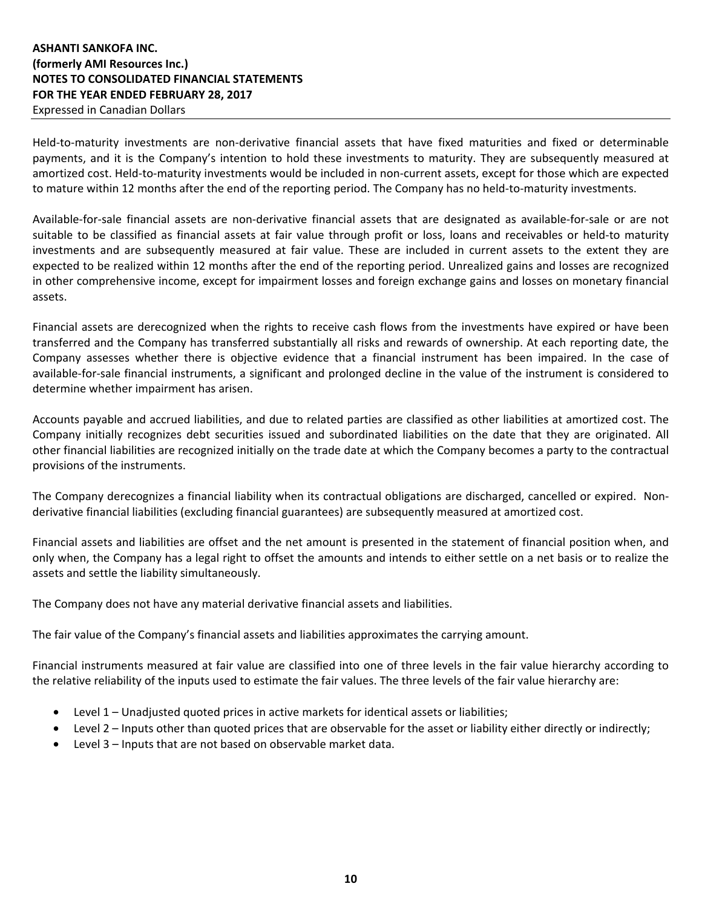Held-to-maturity investments are non-derivative financial assets that have fixed maturities and fixed or determinable payments, and it is the Company's intention to hold these investments to maturity. They are subsequently measured at amortized cost. Held-to-maturity investments would be included in non-current assets, except for those which are expected to mature within 12 months after the end of the reporting period. The Company has no held-to-maturity investments.

Available-for-sale financial assets are non-derivative financial assets that are designated as available-for-sale or are not suitable to be classified as financial assets at fair value through profit or loss, loans and receivables or held-to maturity investments and are subsequently measured at fair value. These are included in current assets to the extent they are expected to be realized within 12 months after the end of the reporting period. Unrealized gains and losses are recognized in other comprehensive income, except for impairment losses and foreign exchange gains and losses on monetary financial assets.

Financial assets are derecognized when the rights to receive cash flows from the investments have expired or have been transferred and the Company has transferred substantially all risks and rewards of ownership. At each reporting date, the Company assesses whether there is objective evidence that a financial instrument has been impaired. In the case of available-for-sale financial instruments, a significant and prolonged decline in the value of the instrument is considered to determine whether impairment has arisen.

Accounts payable and accrued liabilities, and due to related parties are classified as other liabilities at amortized cost. The Company initially recognizes debt securities issued and subordinated liabilities on the date that they are originated. All other financial liabilities are recognized initially on the trade date at which the Company becomes a party to the contractual provisions of the instruments.

The Company derecognizes a financial liability when its contractual obligations are discharged, cancelled or expired. Non-derivative financial liabilities (excluding financial guarantees) are subsequently measured at amortized cost.

Financial assets and liabilities are offset and the net amount is presented in the statement of financial position when, and only when, the Company has a legal right to offset the amounts and intends to either settle on a net basis or to realize the assets and settle the liability simultaneously.

The Company does not have any material derivative financial assets and liabilities.

The fair value of the Company's financial assets and liabilities approximates the carrying amount.

Financial instruments measured at fair value are classified into one of three levels in the fair value hierarchy according to the relative reliability of the inputs used to estimate the fair values. The three levels of the fair value hierarchy are:

- Level 1 – Unadjusted quoted prices in active markets for identical assets or liabilities;
- Level 2 – Inputs other than quoted prices that are observable for the asset or liability either directly or indirectly;
- Level 3 – Inputs that are not based on observable market data.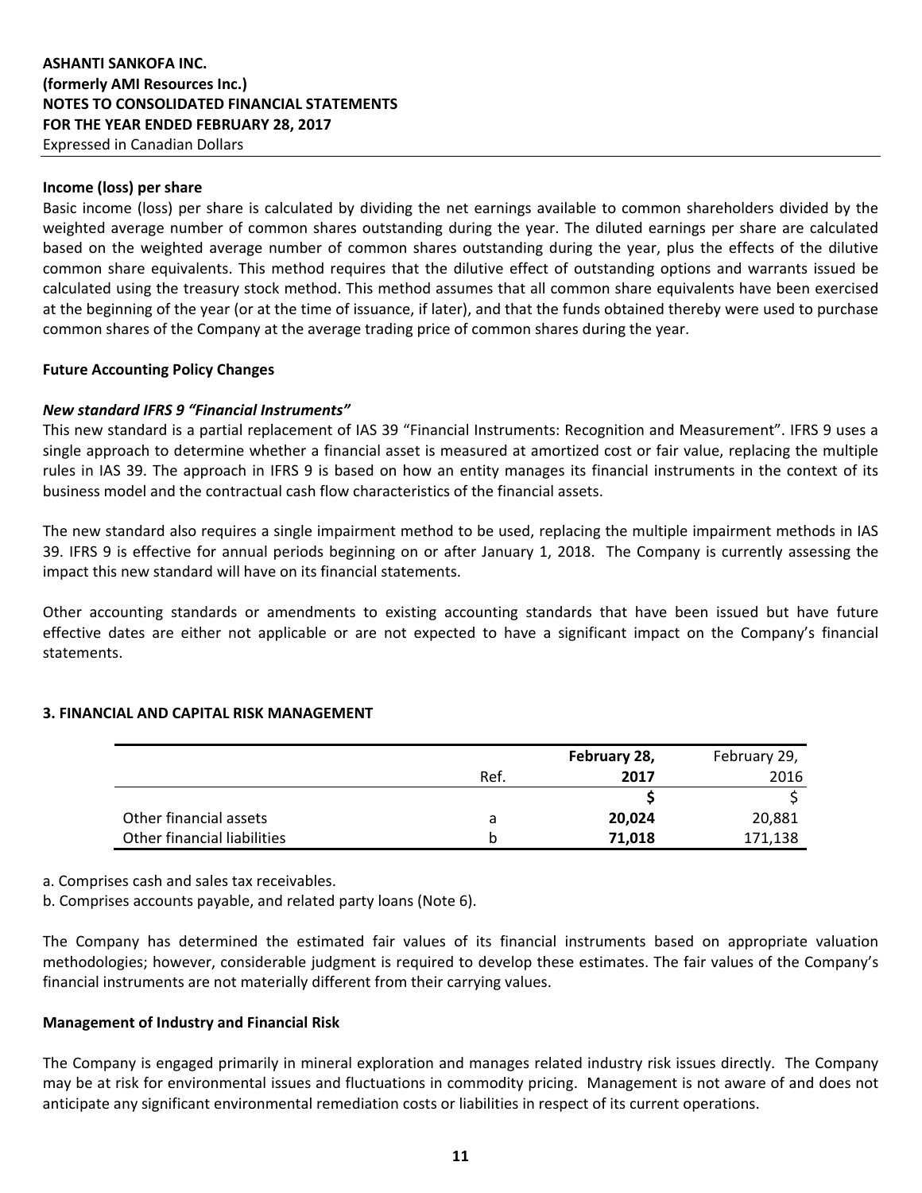**Income (loss) per share**

Basic income (loss) per share is calculated by dividing the net earnings available to common shareholders divided by the weighted average number of common shares outstanding during the year. The diluted earnings per share are calculated based on the weighted average number of common shares outstanding during the year, plus the effects of the dilutive common share equivalents. This method requires that the dilutive effect of outstanding options and warrants issued be calculated using the treasury stock method. This method assumes that all common share equivalents have been exercised at the beginning of the year (or at the time of issuance, if later), and that the funds obtained thereby were used to purchase common shares of the Company at the average trading price of common shares during the year.

**Future Accounting Policy Changes**

***New standard IFRS 9 "Financial Instruments"***

This new standard is a partial replacement of IAS 39 "Financial Instruments: Recognition and Measurement". IFRS 9 uses a single approach to determine whether a financial asset is measured at amortized cost or fair value, replacing the multiple rules in IAS 39. The approach in IFRS 9 is based on how an entity manages its financial instruments in the context of its business model and the contractual cash flow characteristics of the financial assets.

The new standard also requires a single impairment method to be used, replacing the multiple impairment methods in IAS 39. IFRS 9 is effective for annual periods beginning on or after January 1, 2018. The Company is currently assessing the impact this new standard will have on its financial statements.

Other accounting standards or amendments to existing accounting standards that have been issued but have future effective dates are either not applicable or are not expected to have a significant impact on the Company's financial statements.

## 3. FINANCIAL AND CAPITAL RISK MANAGEMENT

| | Ref. | **February 28, 2017** | February 29, 2016 |
|---|---|---|---|
| | | **$** | $ |
| Other financial assets | a | **20,024** | 20,881 |
| Other financial liabilities | b | **71,018** | 171,138 |

a. Comprises cash and sales tax receivables.

b. Comprises accounts payable, and related party loans (Note 6).

The Company has determined the estimated fair values of its financial instruments based on appropriate valuation methodologies; however, considerable judgment is required to develop these estimates. The fair values of the Company's financial instruments are not materially different from their carrying values.

**Management of Industry and Financial Risk**

The Company is engaged primarily in mineral exploration and manages related industry risk issues directly. The Company may be at risk for environmental issues and fluctuations in commodity pricing. Management is not aware of and does not anticipate any significant environmental remediation costs or liabilities in respect of its current operations.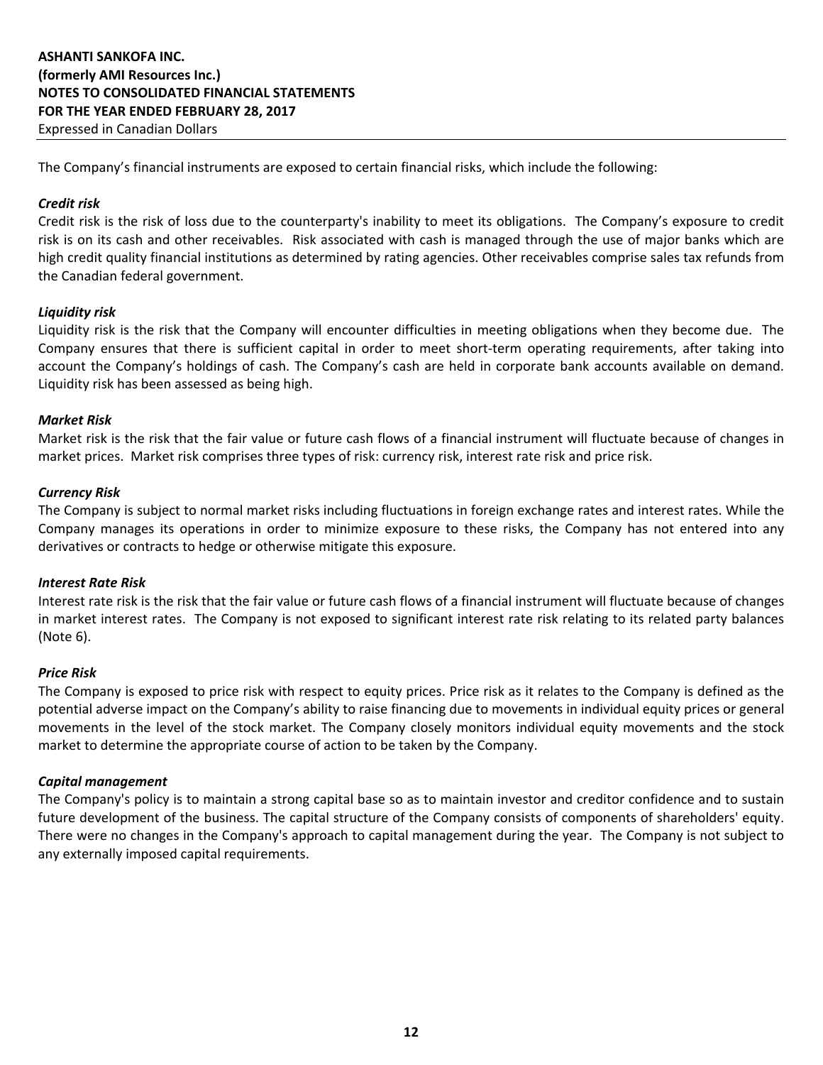The Company's financial instruments are exposed to certain financial risks, which include the following:

***Credit risk***

Credit risk is the risk of loss due to the counterparty's inability to meet its obligations. The Company's exposure to credit risk is on its cash and other receivables. Risk associated with cash is managed through the use of major banks which are high credit quality financial institutions as determined by rating agencies. Other receivables comprise sales tax refunds from the Canadian federal government.

***Liquidity risk***

Liquidity risk is the risk that the Company will encounter difficulties in meeting obligations when they become due. The Company ensures that there is sufficient capital in order to meet short-term operating requirements, after taking into account the Company's holdings of cash. The Company's cash are held in corporate bank accounts available on demand. Liquidity risk has been assessed as being high.

***Market Risk***

Market risk is the risk that the fair value or future cash flows of a financial instrument will fluctuate because of changes in market prices. Market risk comprises three types of risk: currency risk, interest rate risk and price risk.

***Currency Risk***

The Company is subject to normal market risks including fluctuations in foreign exchange rates and interest rates. While the Company manages its operations in order to minimize exposure to these risks, the Company has not entered into any derivatives or contracts to hedge or otherwise mitigate this exposure.

***Interest Rate Risk***

Interest rate risk is the risk that the fair value or future cash flows of a financial instrument will fluctuate because of changes in market interest rates. The Company is not exposed to significant interest rate risk relating to its related party balances (Note 6).

***Price Risk***

The Company is exposed to price risk with respect to equity prices. Price risk as it relates to the Company is defined as the potential adverse impact on the Company's ability to raise financing due to movements in individual equity prices or general movements in the level of the stock market. The Company closely monitors individual equity movements and the stock market to determine the appropriate course of action to be taken by the Company.

***Capital management***

The Company's policy is to maintain a strong capital base so as to maintain investor and creditor confidence and to sustain future development of the business. The capital structure of the Company consists of components of shareholders' equity. There were no changes in the Company's approach to capital management during the year. The Company is not subject to any externally imposed capital requirements.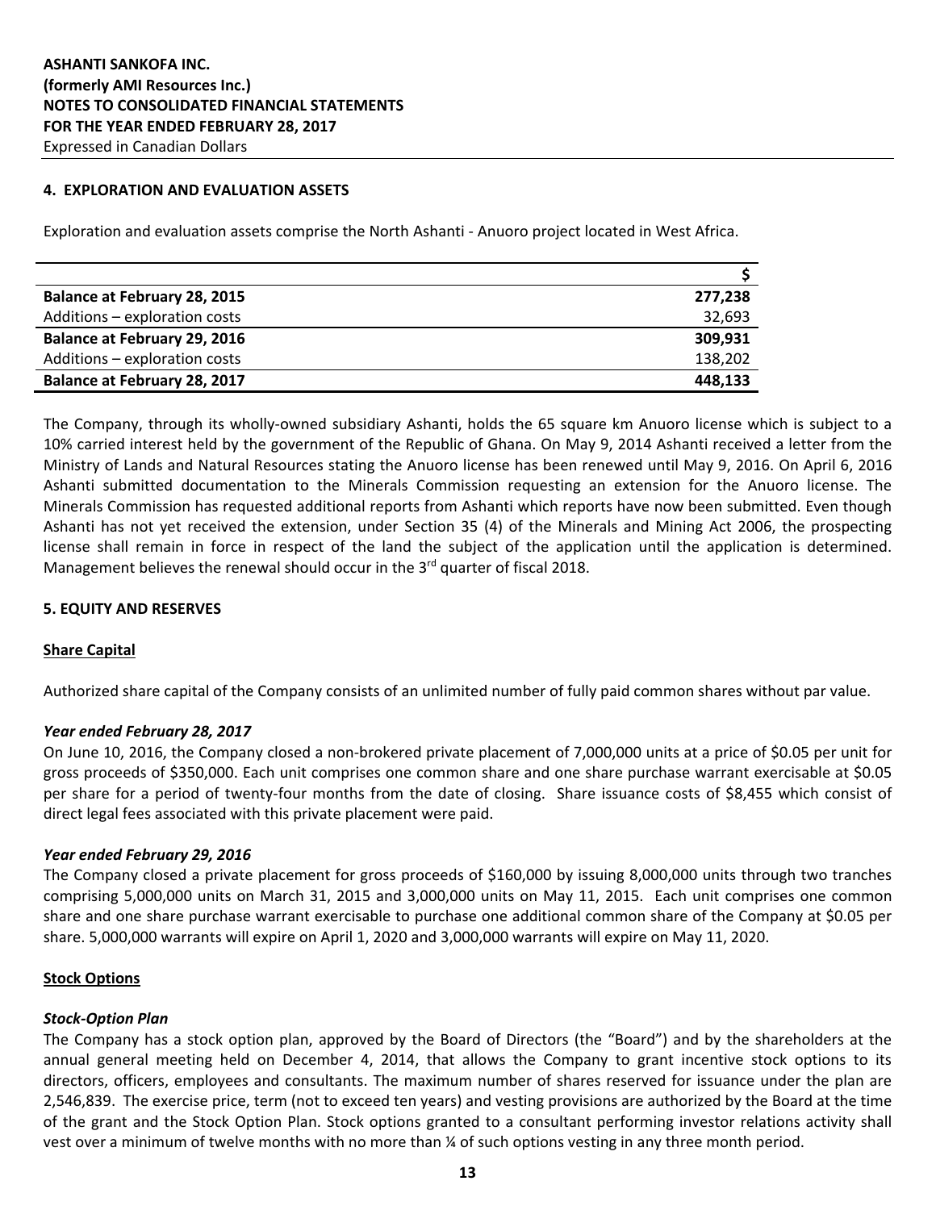## 4. EXPLORATION AND EVALUATION ASSETS

Exploration and evaluation assets comprise the North Ashanti - Anuoro project located in West Africa.

| | $ |
|---|---|
| **Balance at February 28, 2015** | **277,238** |
| Additions – exploration costs | 32,693 |
| **Balance at February 29, 2016** | **309,931** |
| Additions – exploration costs | 138,202 |
| **Balance at February 28, 2017** | **448,133** |

The Company, through its wholly-owned subsidiary Ashanti, holds the 65 square km Anuoro license which is subject to a 10% carried interest held by the government of the Republic of Ghana. On May 9, 2014 Ashanti received a letter from the Ministry of Lands and Natural Resources stating the Anuoro license has been renewed until May 9, 2016. On April 6, 2016 Ashanti submitted documentation to the Minerals Commission requesting an extension for the Anuoro license. The Minerals Commission has requested additional reports from Ashanti which reports have now been submitted. Even though Ashanti has not yet received the extension, under Section 35 (4) of the Minerals and Mining Act 2006, the prospecting license shall remain in force in respect of the land the subject of the application until the application is determined. Management believes the renewal should occur in the 3rd quarter of fiscal 2018.

## 5. EQUITY AND RESERVES

### Share Capital

Authorized share capital of the Company consists of an unlimited number of fully paid common shares without par value.

***Year ended February 28, 2017***

On June 10, 2016, the Company closed a non-brokered private placement of 7,000,000 units at a price of $0.05 per unit for gross proceeds of $350,000. Each unit comprises one common share and one share purchase warrant exercisable at $0.05 per share for a period of twenty-four months from the date of closing. Share issuance costs of $8,455 which consist of direct legal fees associated with this private placement were paid.

***Year ended February 29, 2016***

The Company closed a private placement for gross proceeds of $160,000 by issuing 8,000,000 units through two tranches comprising 5,000,000 units on March 31, 2015 and 3,000,000 units on May 11, 2015. Each unit comprises one common share and one share purchase warrant exercisable to purchase one additional common share of the Company at $0.05 per share. 5,000,000 warrants will expire on April 1, 2020 and 3,000,000 warrants will expire on May 11, 2020.

### Stock Options

***Stock-Option Plan***

The Company has a stock option plan, approved by the Board of Directors (the "Board") and by the shareholders at the annual general meeting held on December 4, 2014, that allows the Company to grant incentive stock options to its directors, officers, employees and consultants. The maximum number of shares reserved for issuance under the plan are 2,546,839. The exercise price, term (not to exceed ten years) and vesting provisions are authorized by the Board at the time of the grant and the Stock Option Plan. Stock options granted to a consultant performing investor relations activity shall vest over a minimum of twelve months with no more than ¼ of such options vesting in any three month period.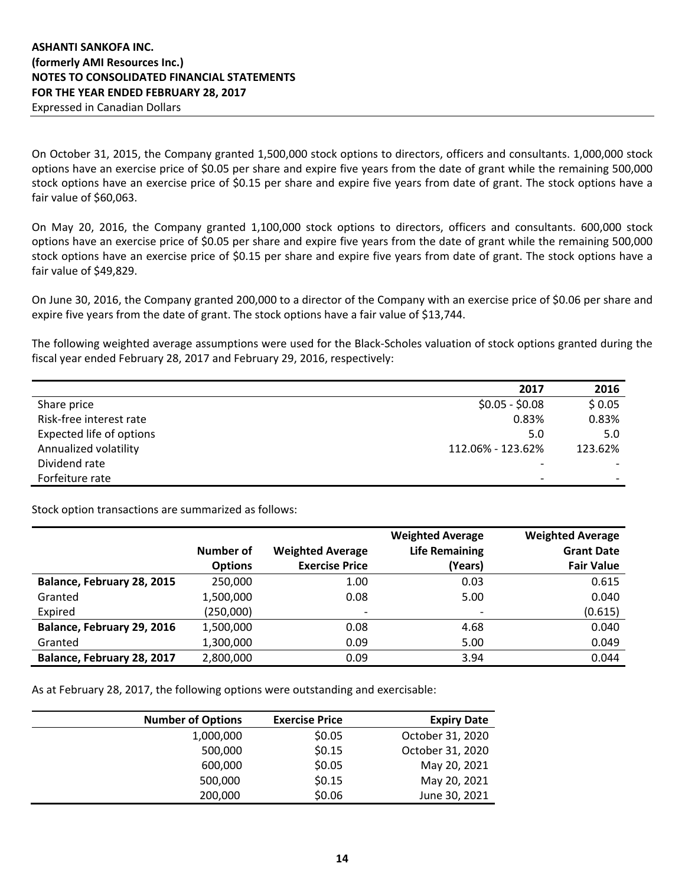On October 31, 2015, the Company granted 1,500,000 stock options to directors, officers and consultants. 1,000,000 stock options have an exercise price of $0.05 per share and expire five years from the date of grant while the remaining 500,000 stock options have an exercise price of $0.15 per share and expire five years from date of grant. The stock options have a fair value of $60,063.

On May 20, 2016, the Company granted 1,100,000 stock options to directors, officers and consultants. 600,000 stock options have an exercise price of $0.05 per share and expire five years from the date of grant while the remaining 500,000 stock options have an exercise price of $0.15 per share and expire five years from date of grant. The stock options have a fair value of $49,829.

On June 30, 2016, the Company granted 200,000 to a director of the Company with an exercise price of $0.06 per share and expire five years from the date of grant. The stock options have a fair value of $13,744.

The following weighted average assumptions were used for the Black-Scholes valuation of stock options granted during the fiscal year ended February 28, 2017 and February 29, 2016, respectively:

| | 2017 | 2016 |
|---|---|---|
| Share price | $0.05 - $0.08 | $ 0.05 |
| Risk-free interest rate | 0.83% | 0.83% |
| Expected life of options | 5.0 | 5.0 |
| Annualized volatility | 112.06% - 123.62% | 123.62% |
| Dividend rate | - | - |
| Forfeiture rate | - | - |

Stock option transactions are summarized as follows:

| | Number of Options | Weighted Average Exercise Price | Weighted Average Life Remaining (Years) | Weighted Average Grant Date Fair Value |
|---|---|---|---|---|
| **Balance, February 28, 2015** | 250,000 | 1.00 | 0.03 | 0.615 |
| Granted | 1,500,000 | 0.08 | 5.00 | 0.040 |
| Expired | (250,000) | - | - | (0.615) |
| **Balance, February 29, 2016** | 1,500,000 | 0.08 | 4.68 | 0.040 |
| Granted | 1,300,000 | 0.09 | 5.00 | 0.049 |
| **Balance, February 28, 2017** | 2,800,000 | 0.09 | 3.94 | 0.044 |

As at February 28, 2017, the following options were outstanding and exercisable:

| Number of Options | Exercise Price | Expiry Date |
|---|---|---|
| 1,000,000 | $0.05 | October 31, 2020 |
| 500,000 | $0.15 | October 31, 2020 |
| 600,000 | $0.05 | May 20, 2021 |
| 500,000 | $0.15 | May 20, 2021 |
| 200,000 | $0.06 | June 30, 2021 |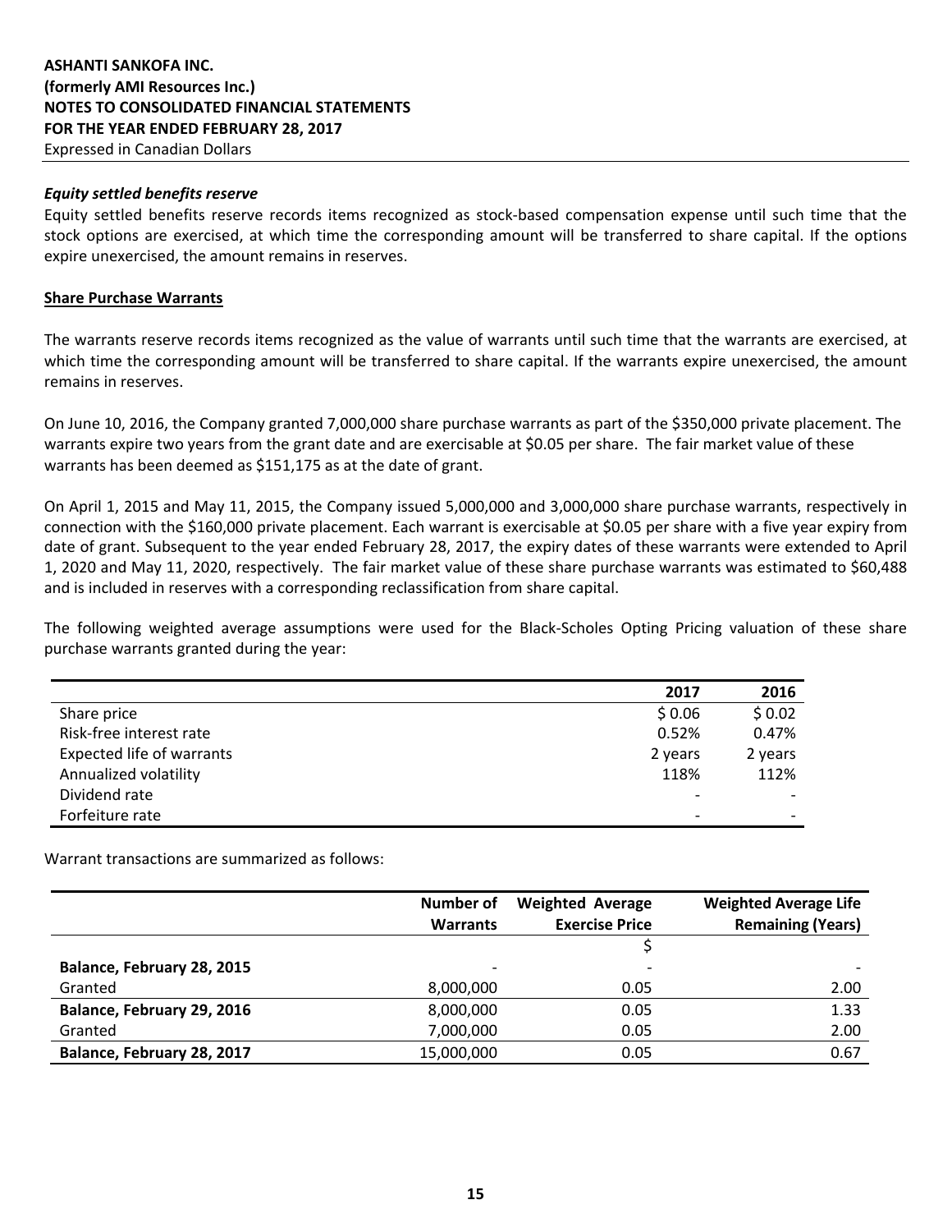***Equity settled benefits reserve***

Equity settled benefits reserve records items recognized as stock-based compensation expense until such time that the stock options are exercised, at which time the corresponding amount will be transferred to share capital. If the options expire unexercised, the amount remains in reserves.

**Share Purchase Warrants**

The warrants reserve records items recognized as the value of warrants until such time that the warrants are exercised, at which time the corresponding amount will be transferred to share capital. If the warrants expire unexercised, the amount remains in reserves.

On June 10, 2016, the Company granted 7,000,000 share purchase warrants as part of the $350,000 private placement. The warrants expire two years from the grant date and are exercisable at $0.05 per share. The fair market value of these warrants has been deemed as $151,175 as at the date of grant.

On April 1, 2015 and May 11, 2015, the Company issued 5,000,000 and 3,000,000 share purchase warrants, respectively in connection with the $160,000 private placement. Each warrant is exercisable at $0.05 per share with a five year expiry from date of grant. Subsequent to the year ended February 28, 2017, the expiry dates of these warrants were extended to April 1, 2020 and May 11, 2020, respectively. The fair market value of these share purchase warrants was estimated to $60,488 and is included in reserves with a corresponding reclassification from share capital.

The following weighted average assumptions were used for the Black-Scholes Opting Pricing valuation of these share purchase warrants granted during the year:

| | 2017 | 2016 |
|---|---|---|
| Share price | $ 0.06 | $ 0.02 |
| Risk-free interest rate | 0.52% | 0.47% |
| Expected life of warrants | 2 years | 2 years |
| Annualized volatility | 118% | 112% |
| Dividend rate | - | - |
| Forfeiture rate | - | - |

Warrant transactions are summarized as follows:

| | Number of Warrants | Weighted Average Exercise Price | Weighted Average Life Remaining (Years) |
|---|---|---|---|
| | | $ | |
| **Balance, February 28, 2015** | - | - | - |
| Granted | 8,000,000 | 0.05 | 2.00 |
| **Balance, February 29, 2016** | 8,000,000 | 0.05 | 1.33 |
| Granted | 7,000,000 | 0.05 | 2.00 |
| **Balance, February 28, 2017** | 15,000,000 | 0.05 | 0.67 |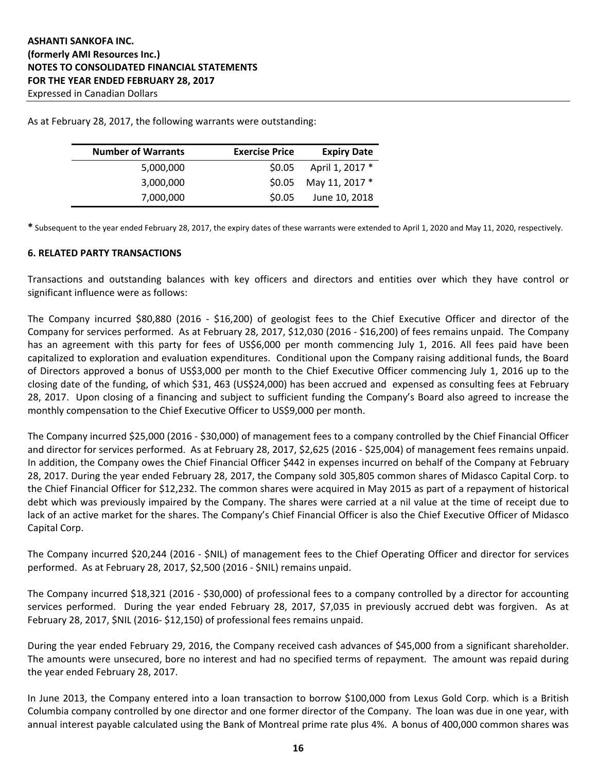As at February 28, 2017, the following warrants were outstanding:

| Number of Warrants | Exercise Price | Expiry Date |
|---|---|---|
| 5,000,000 | $0.05 | April 1, 2017 * |
| 3,000,000 | $0.05 | May 11, 2017 * |
| 7,000,000 | $0.05 | June 10, 2018 |

**\*** Subsequent to the year ended February 28, 2017, the expiry dates of these warrants were extended to April 1, 2020 and May 11, 2020, respectively.

## 6. RELATED PARTY TRANSACTIONS

Transactions and outstanding balances with key officers and directors and entities over which they have control or significant influence were as follows:

The Company incurred $80,880 (2016 - $16,200) of geologist fees to the Chief Executive Officer and director of the Company for services performed. As at February 28, 2017, $12,030 (2016 - $16,200) of fees remains unpaid. The Company has an agreement with this party for fees of US$6,000 per month commencing July 1, 2016. All fees paid have been capitalized to exploration and evaluation expenditures. Conditional upon the Company raising additional funds, the Board of Directors approved a bonus of US$3,000 per month to the Chief Executive Officer commencing July 1, 2016 up to the closing date of the funding, of which $31, 463 (US$24,000) has been accrued and expensed as consulting fees at February 28, 2017. Upon closing of a financing and subject to sufficient funding the Company's Board also agreed to increase the monthly compensation to the Chief Executive Officer to US$9,000 per month.

The Company incurred $25,000 (2016 - $30,000) of management fees to a company controlled by the Chief Financial Officer and director for services performed. As at February 28, 2017, $2,625 (2016 - $25,004) of management fees remains unpaid. In addition, the Company owes the Chief Financial Officer $442 in expenses incurred on behalf of the Company at February 28, 2017. During the year ended February 28, 2017, the Company sold 305,805 common shares of Midasco Capital Corp. to the Chief Financial Officer for $12,232. The common shares were acquired in May 2015 as part of a repayment of historical debt which was previously impaired by the Company. The shares were carried at a nil value at the time of receipt due to lack of an active market for the shares. The Company's Chief Financial Officer is also the Chief Executive Officer of Midasco Capital Corp.

The Company incurred $20,244 (2016 - $NIL) of management fees to the Chief Operating Officer and director for services performed. As at February 28, 2017, $2,500 (2016 - $NIL) remains unpaid.

The Company incurred $18,321 (2016 - $30,000) of professional fees to a company controlled by a director for accounting services performed. During the year ended February 28, 2017, $7,035 in previously accrued debt was forgiven. As at February 28, 2017, $NIL (2016- $12,150) of professional fees remains unpaid.

During the year ended February 29, 2016, the Company received cash advances of $45,000 from a significant shareholder. The amounts were unsecured, bore no interest and had no specified terms of repayment. The amount was repaid during the year ended February 28, 2017.

In June 2013, the Company entered into a loan transaction to borrow $100,000 from Lexus Gold Corp. which is a British Columbia company controlled by one director and one former director of the Company. The loan was due in one year, with annual interest payable calculated using the Bank of Montreal prime rate plus 4%. A bonus of 400,000 common shares was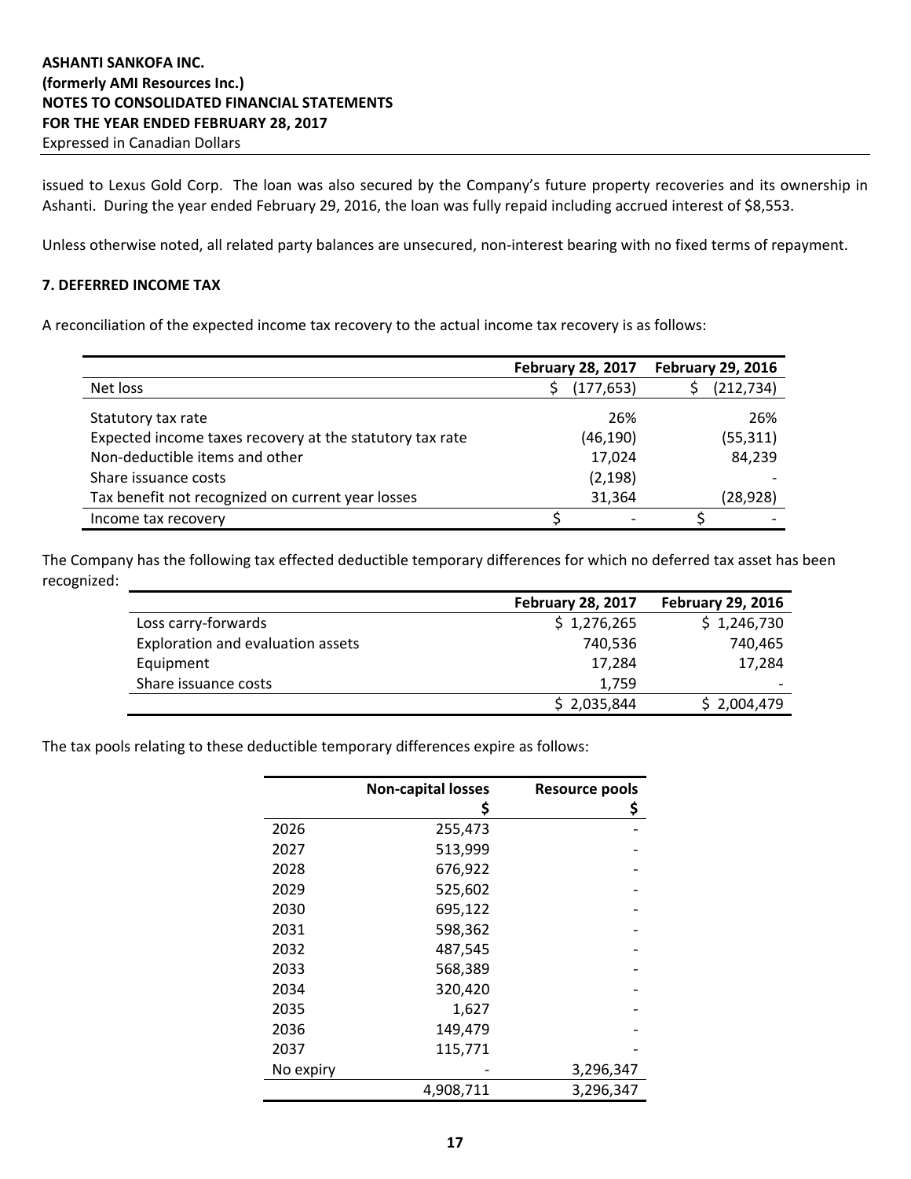issued to Lexus Gold Corp. The loan was also secured by the Company's future property recoveries and its ownership in Ashanti. During the year ended February 29, 2016, the loan was fully repaid including accrued interest of $8,553.

Unless otherwise noted, all related party balances are unsecured, non-interest bearing with no fixed terms of repayment.

## 7. DEFERRED INCOME TAX

A reconciliation of the expected income tax recovery to the actual income tax recovery is as follows:

| | February 28, 2017 | February 29, 2016 |
|---|---|---|
| Net loss | $ (177,653) | $ (212,734) |
| Statutory tax rate | 26% | 26% |
| Expected income taxes recovery at the statutory tax rate | (46,190) | (55,311) |
| Non-deductible items and other | 17,024 | 84,239 |
| Share issuance costs | (2,198) | - |
| Tax benefit not recognized on current year losses | 31,364 | (28,928) |
| Income tax recovery | $ - | $ - |

The Company has the following tax effected deductible temporary differences for which no deferred tax asset has been recognized:

| | February 28, 2017 | February 29, 2016 |
|---|---|---|
| Loss carry-forwards | $ 1,276,265 | $ 1,246,730 |
| Exploration and evaluation assets | 740,536 | 740,465 |
| Equipment | 17,284 | 17,284 |
| Share issuance costs | 1,759 | - |
| | $ 2,035,844 | $ 2,004,479 |

The tax pools relating to these deductible temporary differences expire as follows:

| | Non-capital losses $ | Resource pools $ |
|---|---|---|
| 2026 | 255,473 | - |
| 2027 | 513,999 | - |
| 2028 | 676,922 | - |
| 2029 | 525,602 | - |
| 2030 | 695,122 | - |
| 2031 | 598,362 | - |
| 2032 | 487,545 | - |
| 2033 | 568,389 | - |
| 2034 | 320,420 | - |
| 2035 | 1,627 | - |
| 2036 | 149,479 | - |
| 2037 | 115,771 | - |
| No expiry | - | 3,296,347 |
| | 4,908,711 | 3,296,347 |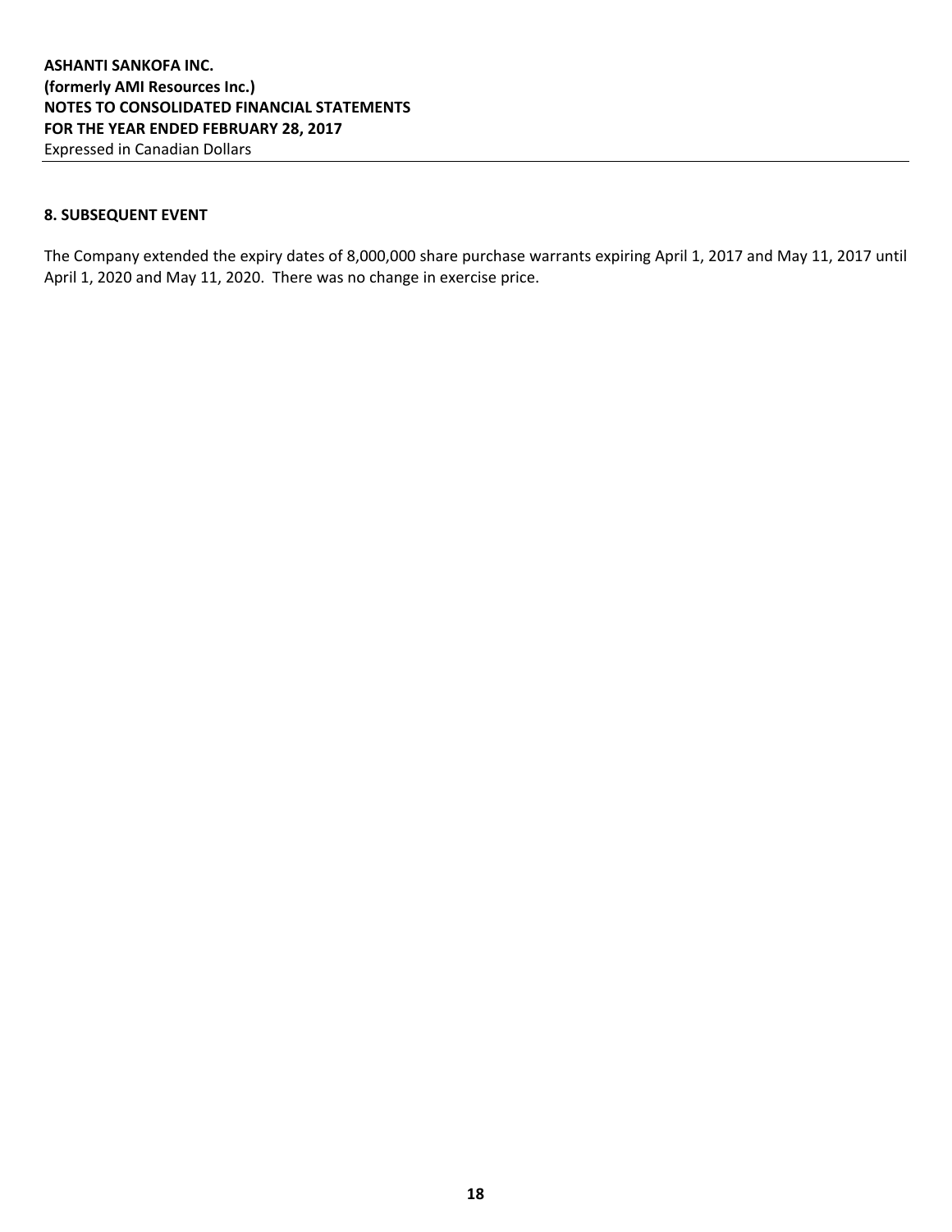## 8. SUBSEQUENT EVENT

The Company extended the expiry dates of 8,000,000 share purchase warrants expiring April 1, 2017 and May 11, 2017 until April 1, 2020 and May 11, 2020. There was no change in exercise price.